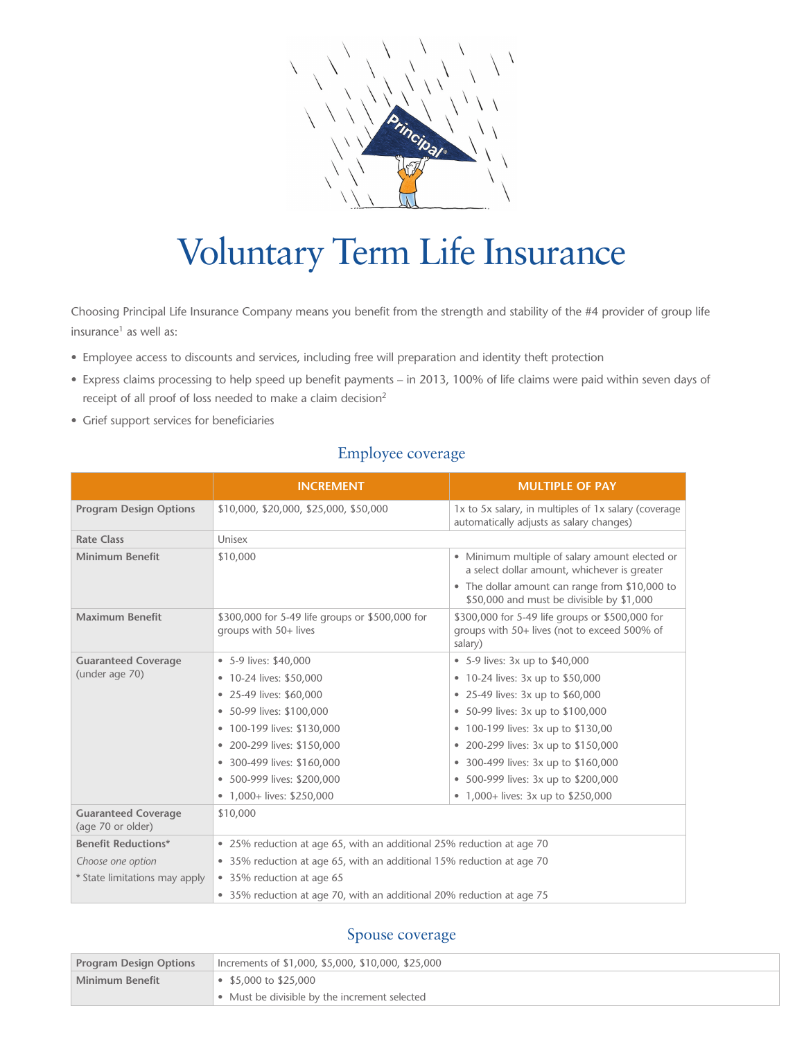# Voluntary Term Life Insurance

Choosing Principal Life Insurance Company means you benefit from the strength and stability of the #4 provider of group life insurance[1] as well as:

- Employee access to discounts and services, including free will preparation and identity theft protection
- Express claims processing to help speed up benefit payments – in 2013, 100% of life claims were paid within seven days of receipt of all proof of loss needed to make a claim decision[2]
- Grief support services for beneficiaries

## Employee coverage

| | INCREMENT | MULTIPLE OF PAY |
|---|---|---|
| **Program Design Options** | $10,000, $20,000, $25,000, $50,000 | 1x to 5x salary, in multiples of 1x salary (coverage automatically adjusts as salary changes) |
| **Rate Class** | Unisex | |
| **Minimum Benefit** | $10,000 | • Minimum multiple of salary amount elected or a select dollar amount, whichever is greater<br>• The dollar amount can range from $10,000 to $50,000 and must be divisible by $1,000 |
| **Maximum Benefit** | $300,000 for 5-49 life groups or $500,000 for groups with 50+ lives | $300,000 for 5-49 life groups or $500,000 for groups with 50+ lives (not to exceed 500% of salary) |
| **Guaranteed Coverage** (under age 70) | • 5-9 lives: $40,000<br>• 10-24 lives: $50,000<br>• 25-49 lives: $60,000<br>• 50-99 lives: $100,000<br>• 100-199 lives: $130,000<br>• 200-299 lives: $150,000<br>• 300-499 lives: $160,000<br>• 500-999 lives: $200,000<br>• 1,000+ lives: $250,000 | • 5-9 lives: 3x up to $40,000<br>• 10-24 lives: 3x up to $50,000<br>• 25-49 lives: 3x up to $60,000<br>• 50-99 lives: 3x up to $100,000<br>• 100-199 lives: 3x up to $130,00<br>• 200-299 lives: 3x up to $150,000<br>• 300-499 lives: 3x up to $160,000<br>• 500-999 lives: 3x up to $200,000<br>• 1,000+ lives: 3x up to $250,000 |
| **Guaranteed Coverage** (age 70 or older) | $10,000 | |
| **Benefit Reductions*** *Choose one option* * State limitations may apply | • 25% reduction at age 65, with an additional 25% reduction at age 70<br>• 35% reduction at age 65, with an additional 15% reduction at age 70<br>• 35% reduction at age 65<br>• 35% reduction at age 70, with an additional 20% reduction at age 75 | |

## Spouse coverage

| | |
|---|---|
| **Program Design Options** | Increments of $1,000, $5,000, $10,000, $25,000 |
| **Minimum Benefit** | • $5,000 to $25,000<br>• Must be divisible by the increment selected |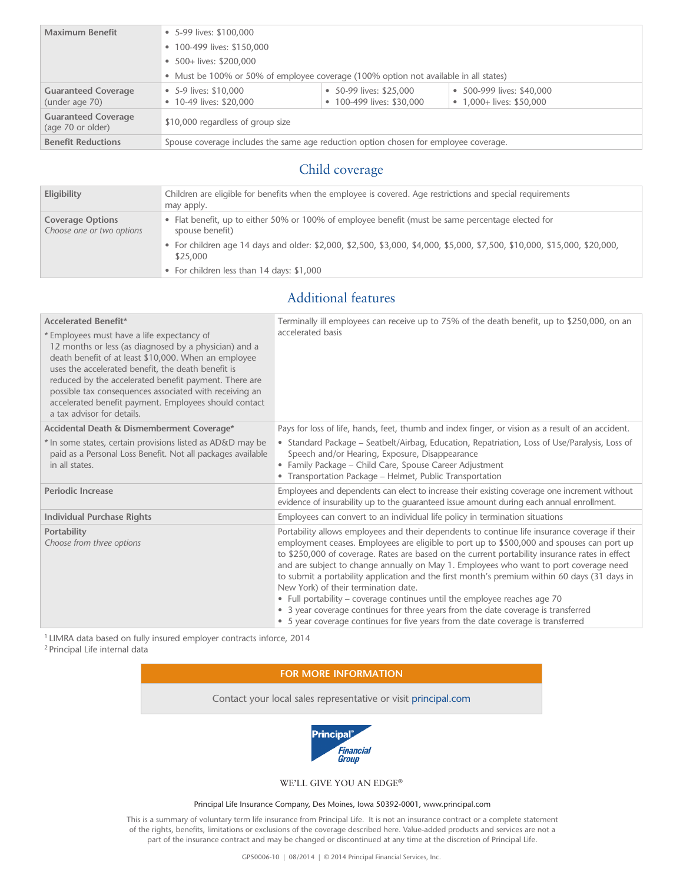| | | | |
|---|---|---|---|
| **Maximum Benefit** | • 5-99 lives: $100,000<br>• 100-499 lives: $150,000<br>• 500+ lives: $200,000<br>• Must be 100% or 50% of employee coverage (100% option not available in all states) | | |
| **Guaranteed Coverage** (under age 70) | • 5-9 lives: $10,000<br>• 10-49 lives: $20,000 | • 50-99 lives: $25,000<br>• 100-499 lives: $30,000 | • 500-999 lives: $40,000<br>• 1,000+ lives: $50,000 |
| **Guaranteed Coverage** (age 70 or older) | $10,000 regardless of group size | | |
| **Benefit Reductions** | Spouse coverage includes the same age reduction option chosen for employee coverage. | | |

## Child coverage

| | |
|---|---|
| **Eligibility** | Children are eligible for benefits when the employee is covered. Age restrictions and special requirements may apply. |
| **Coverage Options**<br>*Choose one or two options* | • Flat benefit, up to either 50% or 100% of employee benefit (must be same percentage elected for spouse benefit)<br>• For children age 14 days and older: $2,000, $2,500, $3,000, $4,000, $5,000, $7,500, $10,000, $15,000, $20,000, $25,000<br>• For children less than 14 days: $1,000 |

## Additional features

| | |
|---|---|
| **Accelerated Benefit***<br>* Employees must have a life expectancy of 12 months or less (as diagnosed by a physician) and a death benefit of at least $10,000. When an employee uses the accelerated benefit, the death benefit is reduced by the accelerated benefit payment. There are possible tax consequences associated with receiving an accelerated benefit payment. Employees should contact a tax advisor for details. | Terminally ill employees can receive up to 75% of the death benefit, up to $250,000, on an accelerated basis |
| **Accidental Death & Dismemberment Coverage***<br>* In some states, certain provisions listed as AD&D may be paid as a Personal Loss Benefit. Not all packages available in all states. | Pays for loss of life, hands, feet, thumb and index finger, or vision as a result of an accident.<br>• Standard Package – Seatbelt/Airbag, Education, Repatriation, Loss of Use/Paralysis, Loss of Speech and/or Hearing, Exposure, Disappearance<br>• Family Package – Child Care, Spouse Career Adjustment<br>• Transportation Package – Helmet, Public Transportation |
| **Periodic Increase** | Employees and dependents can elect to increase their existing coverage one increment without evidence of insurability up to the guaranteed issue amount during each annual enrollment. |
| **Individual Purchase Rights** | Employees can convert to an individual life policy in termination situations |
| **Portability**<br>*Choose from three options* | Portability allows employees and their dependents to continue life insurance coverage if their employment ceases. Employees are eligible to port up to $500,000 and spouses can port up to $250,000 of coverage. Rates are based on the current portability insurance rates in effect and are subject to change annually on May 1. Employees who want to port coverage need to submit a portability application and the first month's premium within 60 days (31 days in New York) of their termination date.<br>• Full portability – coverage continues until the employee reaches age 70<br>• 3 year coverage continues for three years from the date coverage is transferred<br>• 5 year coverage continues for five years from the date coverage is transferred |

[1] LIMRA data based on fully insured employer contracts inforce, 2014
[2] Principal Life internal data

**FOR MORE INFORMATION**

Contact your local sales representative or visit principal.com

Principal® Financial Group

WE'LL GIVE YOU AN EDGE®

Principal Life Insurance Company, Des Moines, Iowa 50392-0001, www.principal.com

This is a summary of voluntary term life insurance from Principal Life. It is not an insurance contract or a complete statement of the rights, benefits, limitations or exclusions of the coverage described here. Value-added products and services are not a part of the insurance contract and may be changed or discontinued at any time at the discretion of Principal Life.

GP50006-10 | 08/2014 | © 2014 Principal Financial Services, Inc.